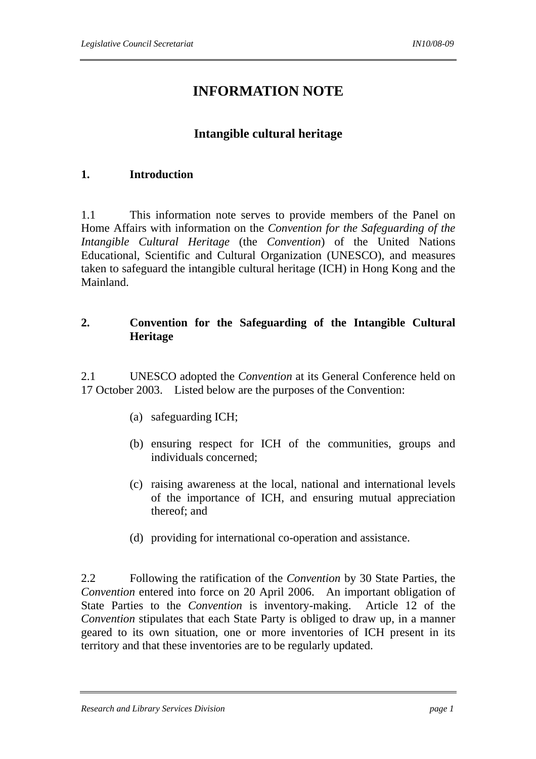# INFORMATION NOTE

## Intangible cultural heritage

### 1. Introduction

1.1 This information note serves to provide members of the Panel on Home Affairs with information on the *Convention for the Safeguarding of the Intangible Cultural Heritage* (the *Convention*) of the United Nations Educational, Scientific and Cultural Organization (UNESCO), and measures taken to safeguard the intangible cultural heritage (ICH) in Hong Kong and the Mainland.

### 2. Convention for the Safeguarding of the Intangible Cultural Heritage

2.1 UNESCO adopted the *Convention* at its General Conference held on 17 October 2003. Listed below are the purposes of the Convention:

(a) safeguarding ICH;

(b) ensuring respect for ICH of the communities, groups and individuals concerned;

(c) raising awareness at the local, national and international levels of the importance of ICH, and ensuring mutual appreciation thereof; and

(d) providing for international co-operation and assistance.

2.2 Following the ratification of the *Convention* by 30 State Parties, the *Convention* entered into force on 20 April 2006. An important obligation of State Parties to the *Convention* is inventory-making. Article 12 of the *Convention* stipulates that each State Party is obliged to draw up, in a manner geared to its own situation, one or more inventories of ICH present in its territory and that these inventories are to be regularly updated.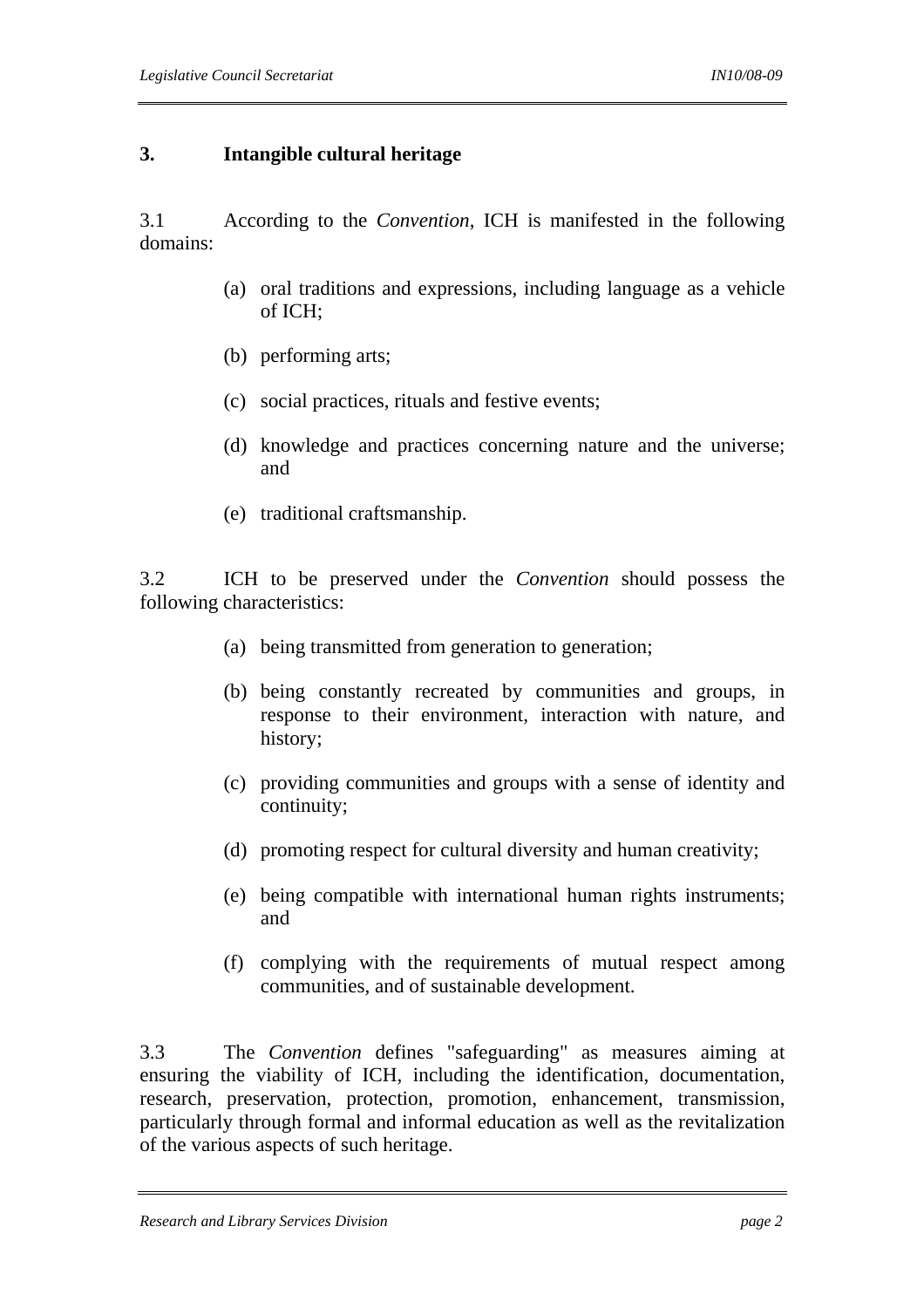## 3. Intangible cultural heritage

3.1 According to the *Convention*, ICH is manifested in the following domains:

(a) oral traditions and expressions, including language as a vehicle of ICH;

(b) performing arts;

(c) social practices, rituals and festive events;

(d) knowledge and practices concerning nature and the universe; and

(e) traditional craftsmanship.

3.2 ICH to be preserved under the *Convention* should possess the following characteristics:

(a) being transmitted from generation to generation;

(b) being constantly recreated by communities and groups, in response to their environment, interaction with nature, and history;

(c) providing communities and groups with a sense of identity and continuity;

(d) promoting respect for cultural diversity and human creativity;

(e) being compatible with international human rights instruments; and

(f) complying with the requirements of mutual respect among communities, and of sustainable development.

3.3 The *Convention* defines "safeguarding" as measures aiming at ensuring the viability of ICH, including the identification, documentation, research, preservation, protection, promotion, enhancement, transmission, particularly through formal and informal education as well as the revitalization of the various aspects of such heritage.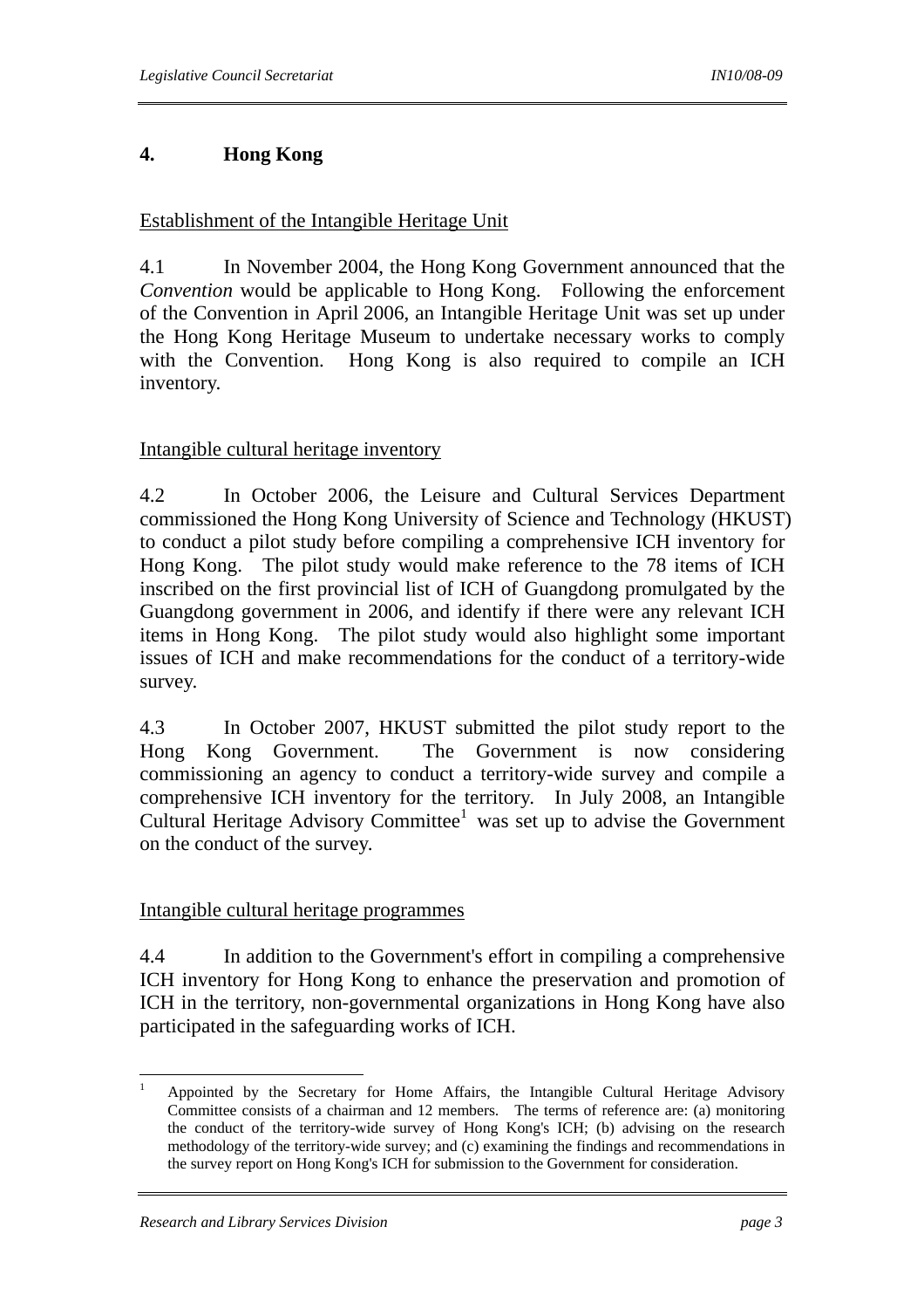## 4. Hong Kong

Establishment of the Intangible Heritage Unit

4.1 In November 2004, the Hong Kong Government announced that the *Convention* would be applicable to Hong Kong. Following the enforcement of the Convention in April 2006, an Intangible Heritage Unit was set up under the Hong Kong Heritage Museum to undertake necessary works to comply with the Convention. Hong Kong is also required to compile an ICH inventory.

Intangible cultural heritage inventory

4.2 In October 2006, the Leisure and Cultural Services Department commissioned the Hong Kong University of Science and Technology (HKUST) to conduct a pilot study before compiling a comprehensive ICH inventory for Hong Kong. The pilot study would make reference to the 78 items of ICH inscribed on the first provincial list of ICH of Guangdong promulgated by the Guangdong government in 2006, and identify if there were any relevant ICH items in Hong Kong. The pilot study would also highlight some important issues of ICH and make recommendations for the conduct of a territory-wide survey.

4.3 In October 2007, HKUST submitted the pilot study report to the Hong Kong Government. The Government is now considering commissioning an agency to conduct a territory-wide survey and compile a comprehensive ICH inventory for the territory. In July 2008, an Intangible Cultural Heritage Advisory Committee[1] was set up to advise the Government on the conduct of the survey.

Intangible cultural heritage programmes

4.4 In addition to the Government's effort in compiling a comprehensive ICH inventory for Hong Kong to enhance the preservation and promotion of ICH in the territory, non-governmental organizations in Hong Kong have also participated in the safeguarding works of ICH.

---

[1] Appointed by the Secretary for Home Affairs, the Intangible Cultural Heritage Advisory Committee consists of a chairman and 12 members. The terms of reference are: (a) monitoring the conduct of the territory-wide survey of Hong Kong's ICH; (b) advising on the research methodology of the territory-wide survey; and (c) examining the findings and recommendations in the survey report on Hong Kong's ICH for submission to the Government for consideration.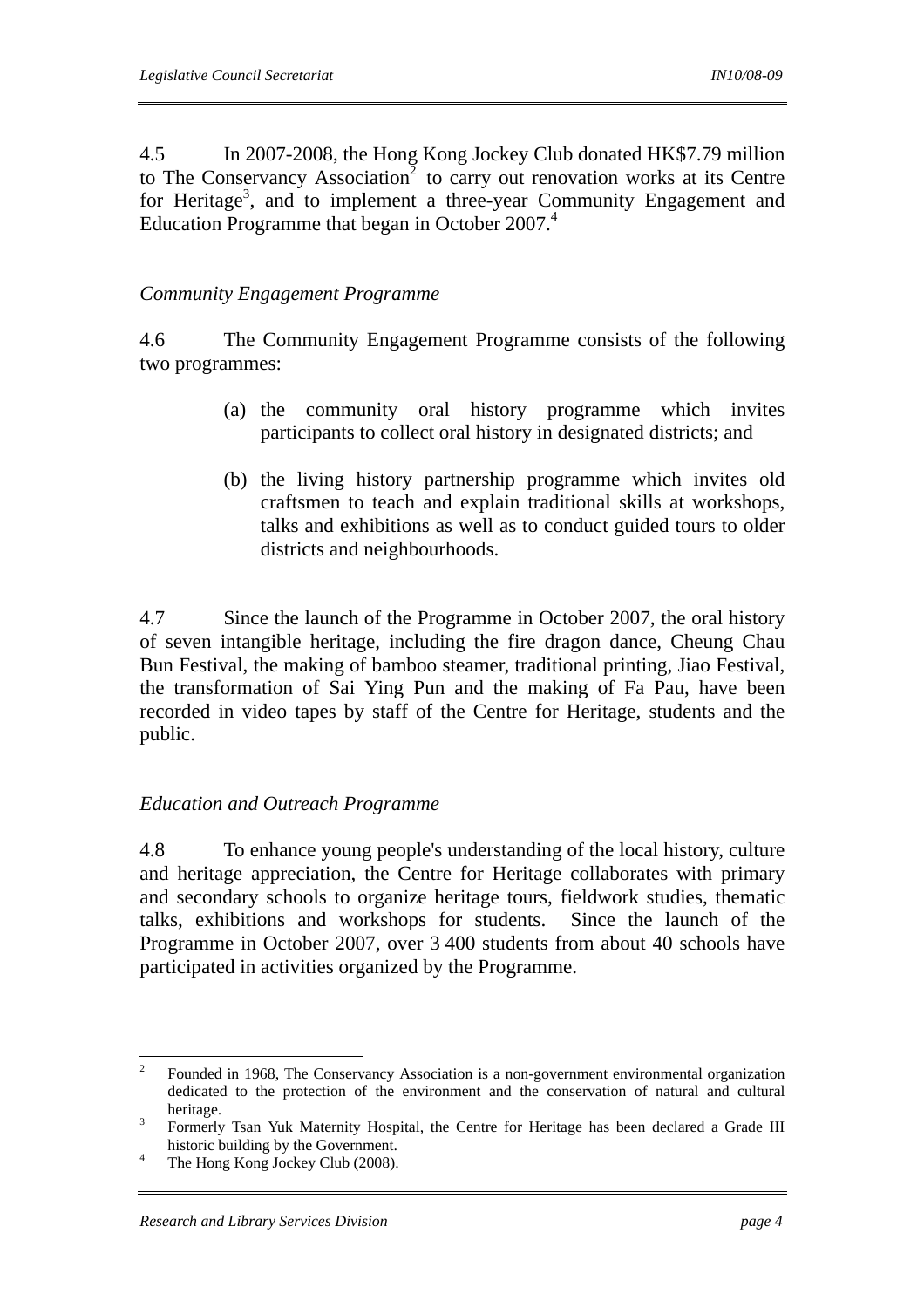4.5 In 2007-2008, the Hong Kong Jockey Club donated HK$7.79 million to The Conservancy Association[2] to carry out renovation works at its Centre for Heritage[3], and to implement a three-year Community Engagement and Education Programme that began in October 2007.[4]

*Community Engagement Programme*

4.6 The Community Engagement Programme consists of the following two programmes:

(a) the community oral history programme which invites participants to collect oral history in designated districts; and

(b) the living history partnership programme which invites old craftsmen to teach and explain traditional skills at workshops, talks and exhibitions as well as to conduct guided tours to older districts and neighbourhoods.

4.7 Since the launch of the Programme in October 2007, the oral history of seven intangible heritage, including the fire dragon dance, Cheung Chau Bun Festival, the making of bamboo steamer, traditional printing, Jiao Festival, the transformation of Sai Ying Pun and the making of Fa Pau, have been recorded in video tapes by staff of the Centre for Heritage, students and the public.

*Education and Outreach Programme*

4.8 To enhance young people's understanding of the local history, culture and heritage appreciation, the Centre for Heritage collaborates with primary and secondary schools to organize heritage tours, fieldwork studies, thematic talks, exhibitions and workshops for students. Since the launch of the Programme in October 2007, over 3 400 students from about 40 schools have participated in activities organized by the Programme.

---

[2] Founded in 1968, The Conservancy Association is a non-government environmental organization dedicated to the protection of the environment and the conservation of natural and cultural heritage.

[3] Formerly Tsan Yuk Maternity Hospital, the Centre for Heritage has been declared a Grade III historic building by the Government.

[4] The Hong Kong Jockey Club (2008).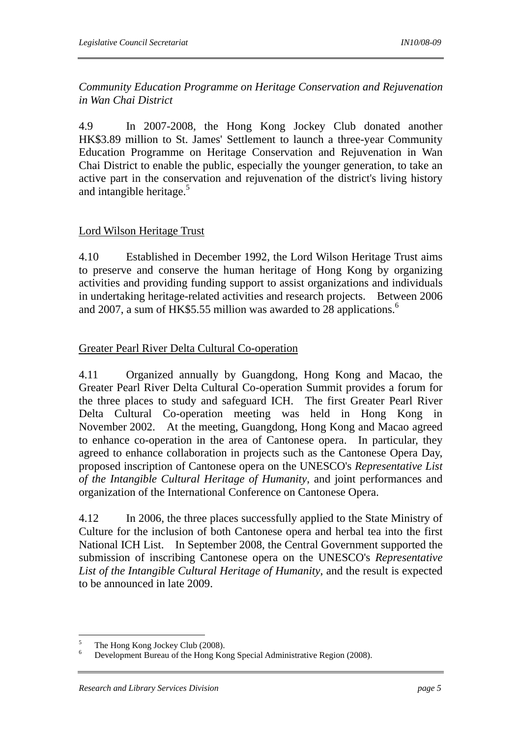*Community Education Programme on Heritage Conservation and Rejuvenation in Wan Chai District*

4.9 In 2007-2008, the Hong Kong Jockey Club donated another HK$3.89 million to St. James' Settlement to launch a three-year Community Education Programme on Heritage Conservation and Rejuvenation in Wan Chai District to enable the public, especially the younger generation, to take an active part in the conservation and rejuvenation of the district's living history and intangible heritage.[5]

Lord Wilson Heritage Trust

4.10 Established in December 1992, the Lord Wilson Heritage Trust aims to preserve and conserve the human heritage of Hong Kong by organizing activities and providing funding support to assist organizations and individuals in undertaking heritage-related activities and research projects. Between 2006 and 2007, a sum of HK$5.55 million was awarded to 28 applications.[6]

Greater Pearl River Delta Cultural Co-operation

4.11 Organized annually by Guangdong, Hong Kong and Macao, the Greater Pearl River Delta Cultural Co-operation Summit provides a forum for the three places to study and safeguard ICH. The first Greater Pearl River Delta Cultural Co-operation meeting was held in Hong Kong in November 2002. At the meeting, Guangdong, Hong Kong and Macao agreed to enhance co-operation in the area of Cantonese opera. In particular, they agreed to enhance collaboration in projects such as the Cantonese Opera Day, proposed inscription of Cantonese opera on the UNESCO's *Representative List of the Intangible Cultural Heritage of Humanity*, and joint performances and organization of the International Conference on Cantonese Opera.

4.12 In 2006, the three places successfully applied to the State Ministry of Culture for the inclusion of both Cantonese opera and herbal tea into the first National ICH List. In September 2008, the Central Government supported the submission of inscribing Cantonese opera on the UNESCO's *Representative List of the Intangible Cultural Heritage of Humanity*, and the result is expected to be announced in late 2009.

---

[5] The Hong Kong Jockey Club (2008).

[6] Development Bureau of the Hong Kong Special Administrative Region (2008).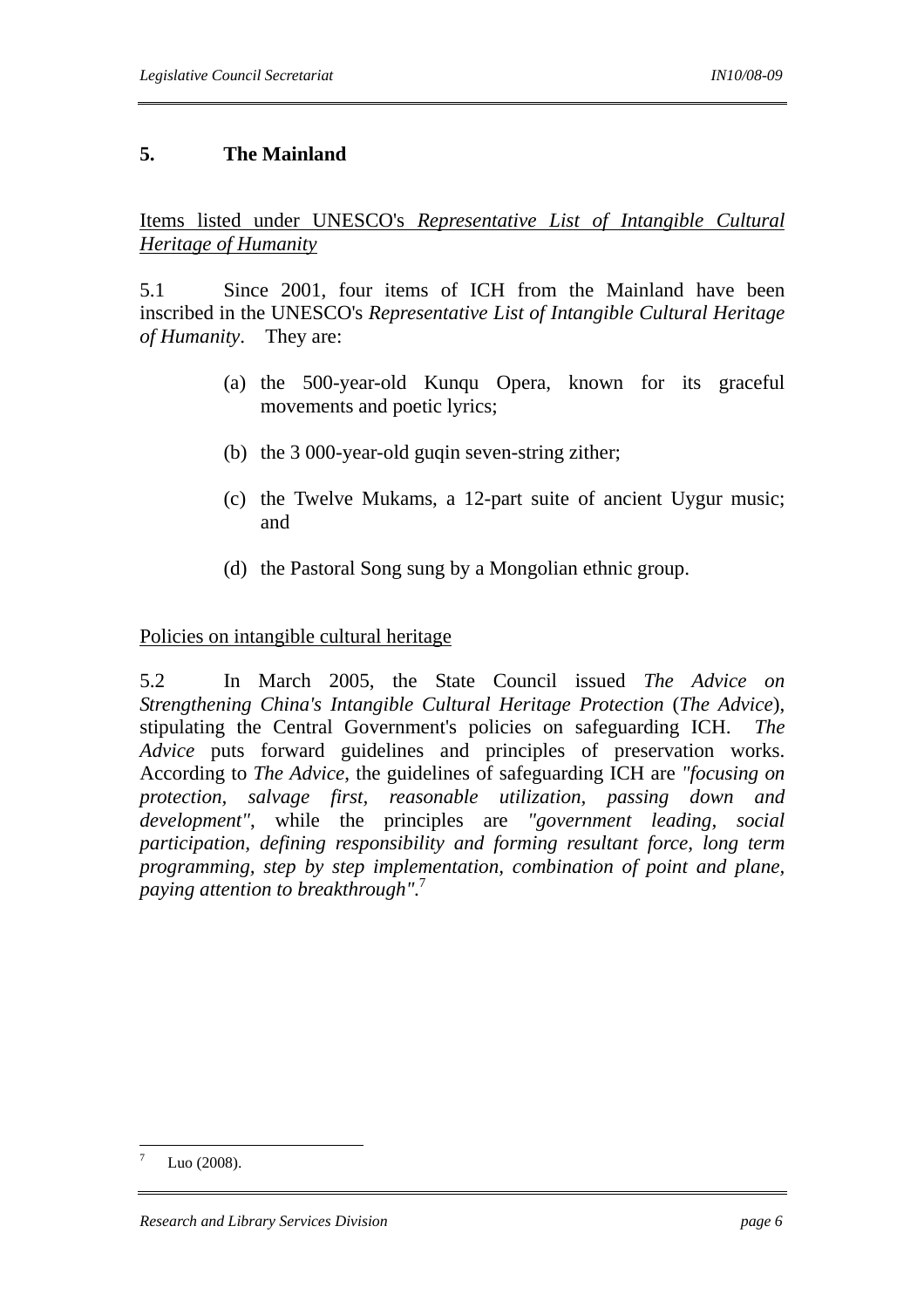## 5. The Mainland

Items listed under UNESCO's *Representative List of Intangible Cultural Heritage of Humanity*

5.1 Since 2001, four items of ICH from the Mainland have been inscribed in the UNESCO's *Representative List of Intangible Cultural Heritage of Humanity*. They are:

(a) the 500-year-old Kunqu Opera, known for its graceful movements and poetic lyrics;

(b) the 3 000-year-old guqin seven-string zither;

(c) the Twelve Mukams, a 12-part suite of ancient Uygur music; and

(d) the Pastoral Song sung by a Mongolian ethnic group.

Policies on intangible cultural heritage

5.2 In March 2005, the State Council issued *The Advice on Strengthening China's Intangible Cultural Heritage Protection* (*The Advice*), stipulating the Central Government's policies on safeguarding ICH. *The Advice* puts forward guidelines and principles of preservation works. According to *The Advice*, the guidelines of safeguarding ICH are *"focusing on protection, salvage first, reasonable utilization, passing down and development"*, while the principles are *"government leading, social participation, defining responsibility and forming resultant force, long term programming, step by step implementation, combination of point and plane, paying attention to breakthrough"*.[7]

---

[7] Luo (2008).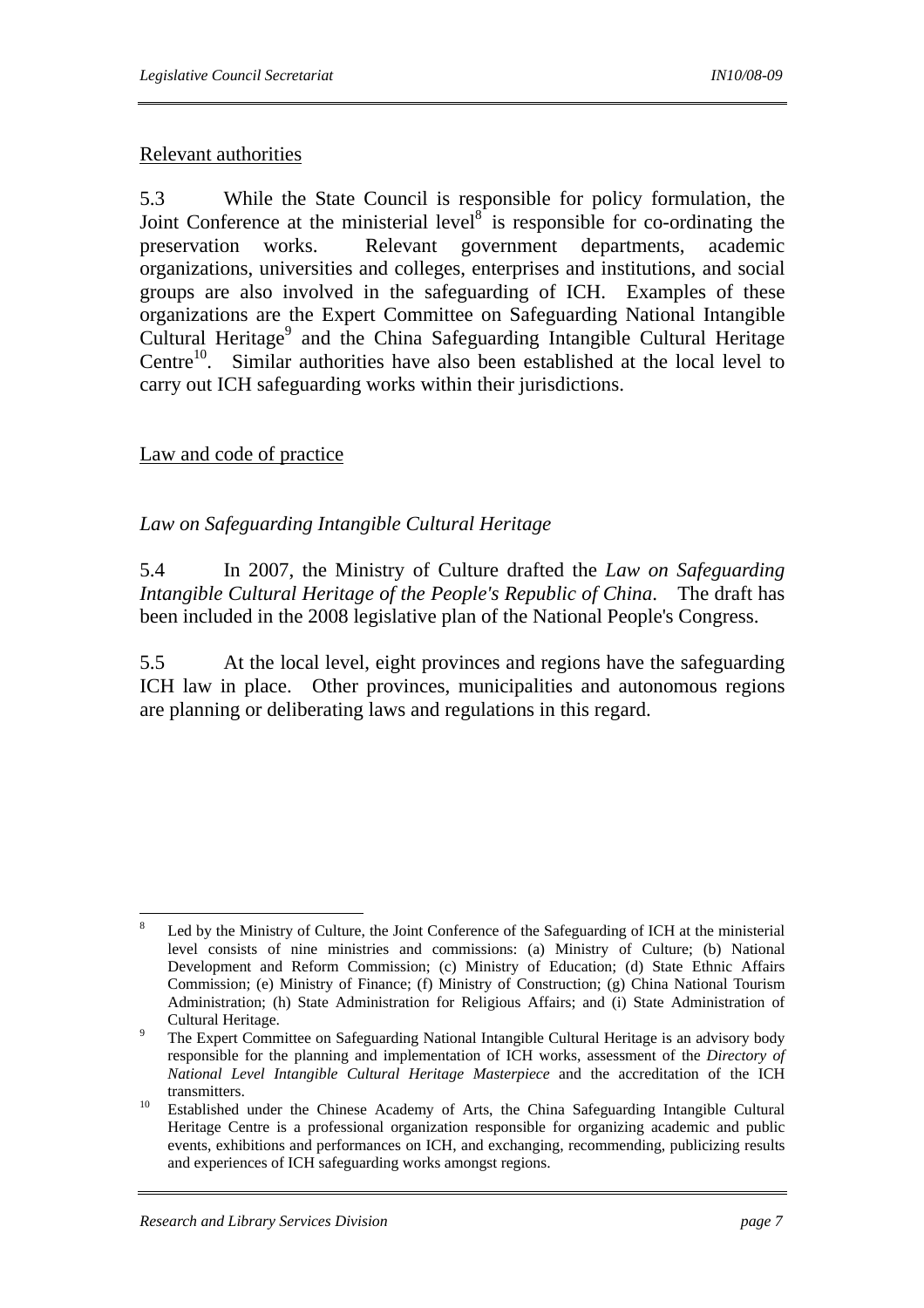Relevant authorities

5.3 While the State Council is responsible for policy formulation, the Joint Conference at the ministerial level[8] is responsible for co-ordinating the preservation works. Relevant government departments, academic organizations, universities and colleges, enterprises and institutions, and social groups are also involved in the safeguarding of ICH. Examples of these organizations are the Expert Committee on Safeguarding National Intangible Cultural Heritage[9] and the China Safeguarding Intangible Cultural Heritage Centre[10]. Similar authorities have also been established at the local level to carry out ICH safeguarding works within their jurisdictions.

Law and code of practice

*Law on Safeguarding Intangible Cultural Heritage*

5.4 In 2007, the Ministry of Culture drafted the *Law on Safeguarding Intangible Cultural Heritage of the People's Republic of China*. The draft has been included in the 2008 legislative plan of the National People's Congress.

5.5 At the local level, eight provinces and regions have the safeguarding ICH law in place. Other provinces, municipalities and autonomous regions are planning or deliberating laws and regulations in this regard.

---

[8] Led by the Ministry of Culture, the Joint Conference of the Safeguarding of ICH at the ministerial level consists of nine ministries and commissions: (a) Ministry of Culture; (b) National Development and Reform Commission; (c) Ministry of Education; (d) State Ethnic Affairs Commission; (e) Ministry of Finance; (f) Ministry of Construction; (g) China National Tourism Administration; (h) State Administration for Religious Affairs; and (i) State Administration of Cultural Heritage.

[9] The Expert Committee on Safeguarding National Intangible Cultural Heritage is an advisory body responsible for the planning and implementation of ICH works, assessment of the *Directory of National Level Intangible Cultural Heritage Masterpiece* and the accreditation of the ICH transmitters.

[10] Established under the Chinese Academy of Arts, the China Safeguarding Intangible Cultural Heritage Centre is a professional organization responsible for organizing academic and public events, exhibitions and performances on ICH, and exchanging, recommending, publicizing results and experiences of ICH safeguarding works amongst regions.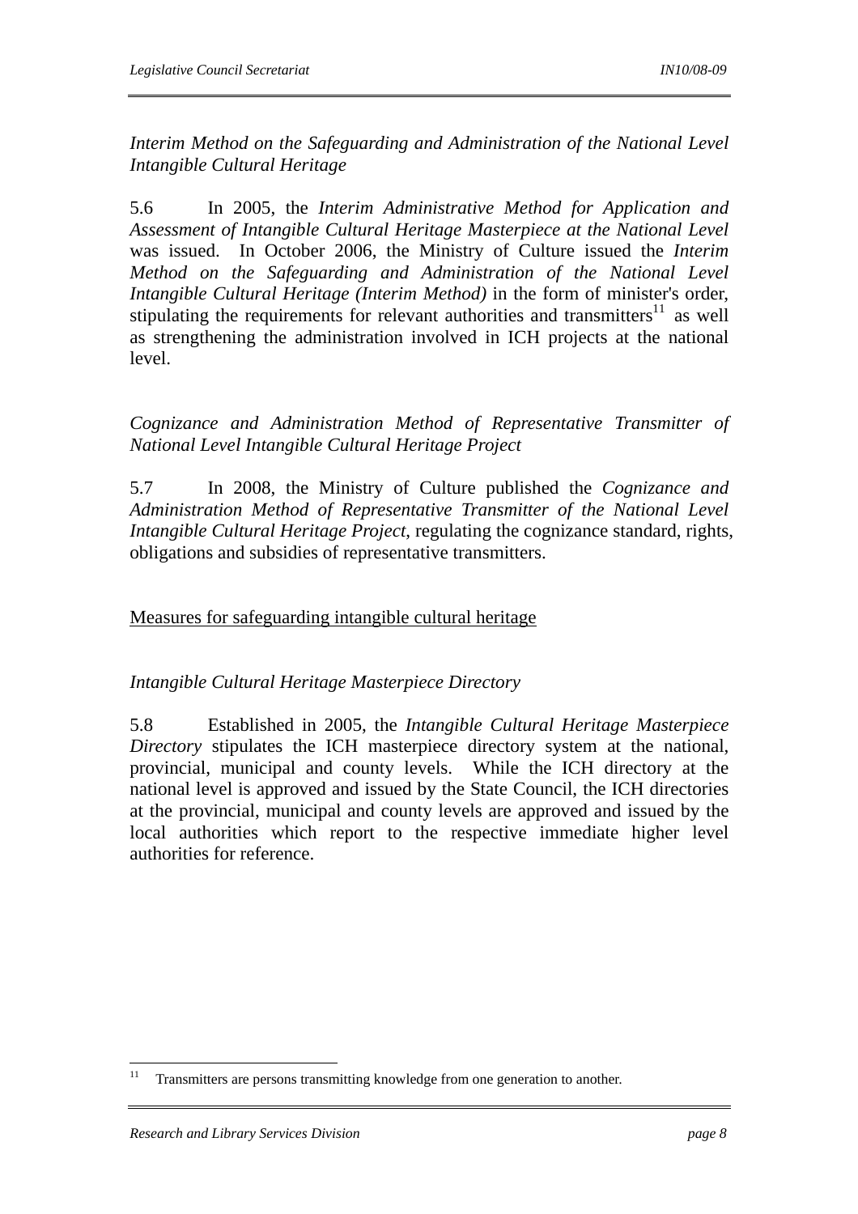*Interim Method on the Safeguarding and Administration of the National Level Intangible Cultural Heritage*

5.6 In 2005, the *Interim Administrative Method for Application and Assessment of Intangible Cultural Heritage Masterpiece at the National Level* was issued. In October 2006, the Ministry of Culture issued the *Interim Method on the Safeguarding and Administration of the National Level Intangible Cultural Heritage (Interim Method)* in the form of minister's order, stipulating the requirements for relevant authorities and transmitters[11] as well as strengthening the administration involved in ICH projects at the national level.

*Cognizance and Administration Method of Representative Transmitter of National Level Intangible Cultural Heritage Project*

5.7 In 2008, the Ministry of Culture published the *Cognizance and Administration Method of Representative Transmitter of the National Level Intangible Cultural Heritage Project*, regulating the cognizance standard, rights, obligations and subsidies of representative transmitters.

<u>Measures for safeguarding intangible cultural heritage</u>

*Intangible Cultural Heritage Masterpiece Directory*

5.8 Established in 2005, the *Intangible Cultural Heritage Masterpiece Directory* stipulates the ICH masterpiece directory system at the national, provincial, municipal and county levels. While the ICH directory at the national level is approved and issued by the State Council, the ICH directories at the provincial, municipal and county levels are approved and issued by the local authorities which report to the respective immediate higher level authorities for reference.

---

[11] Transmitters are persons transmitting knowledge from one generation to another.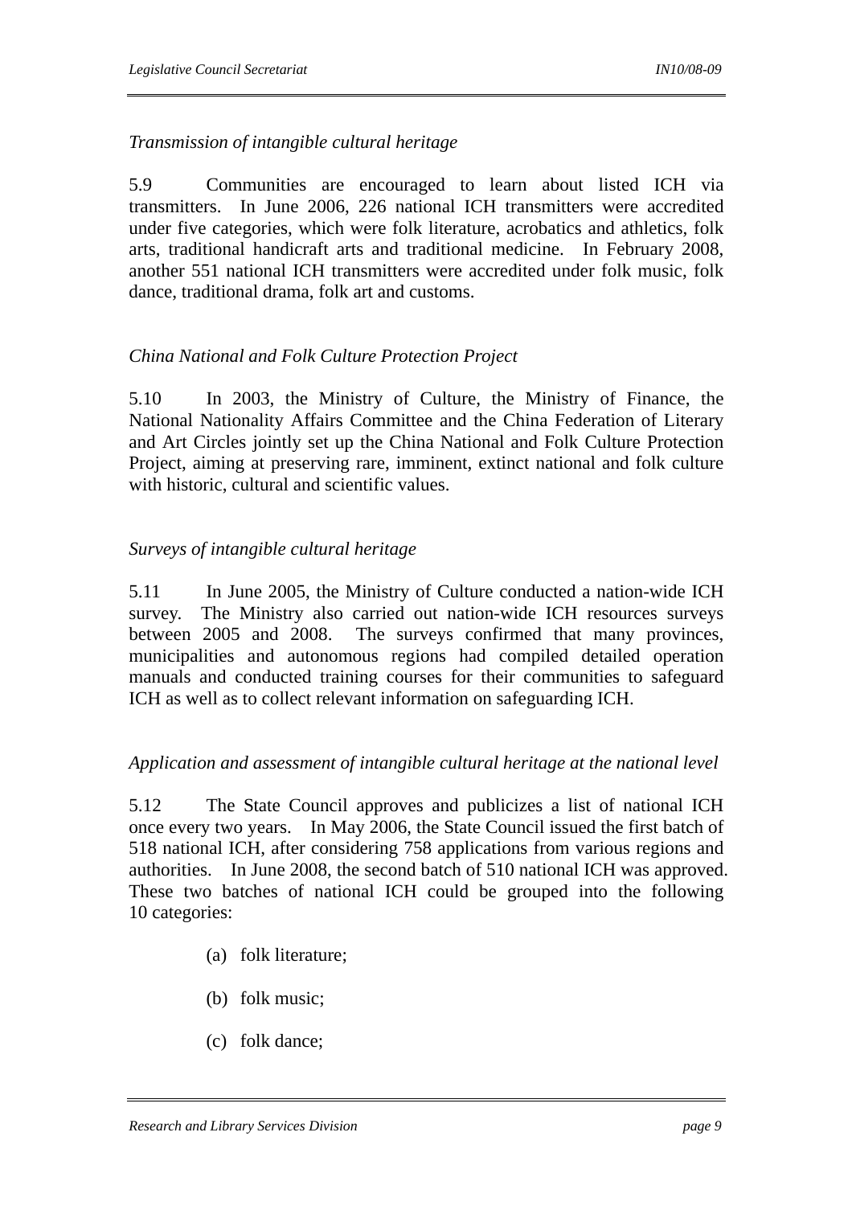*Transmission of intangible cultural heritage*

5.9 Communities are encouraged to learn about listed ICH via transmitters. In June 2006, 226 national ICH transmitters were accredited under five categories, which were folk literature, acrobatics and athletics, folk arts, traditional handicraft arts and traditional medicine. In February 2008, another 551 national ICH transmitters were accredited under folk music, folk dance, traditional drama, folk art and customs.

*China National and Folk Culture Protection Project*

5.10 In 2003, the Ministry of Culture, the Ministry of Finance, the National Nationality Affairs Committee and the China Federation of Literary and Art Circles jointly set up the China National and Folk Culture Protection Project, aiming at preserving rare, imminent, extinct national and folk culture with historic, cultural and scientific values.

*Surveys of intangible cultural heritage*

5.11 In June 2005, the Ministry of Culture conducted a nation-wide ICH survey. The Ministry also carried out nation-wide ICH resources surveys between 2005 and 2008. The surveys confirmed that many provinces, municipalities and autonomous regions had compiled detailed operation manuals and conducted training courses for their communities to safeguard ICH as well as to collect relevant information on safeguarding ICH.

*Application and assessment of intangible cultural heritage at the national level*

5.12 The State Council approves and publicizes a list of national ICH once every two years. In May 2006, the State Council issued the first batch of 518 national ICH, after considering 758 applications from various regions and authorities. In June 2008, the second batch of 510 national ICH was approved. These two batches of national ICH could be grouped into the following 10 categories:

(a) folk literature;

(b) folk music;

(c) folk dance;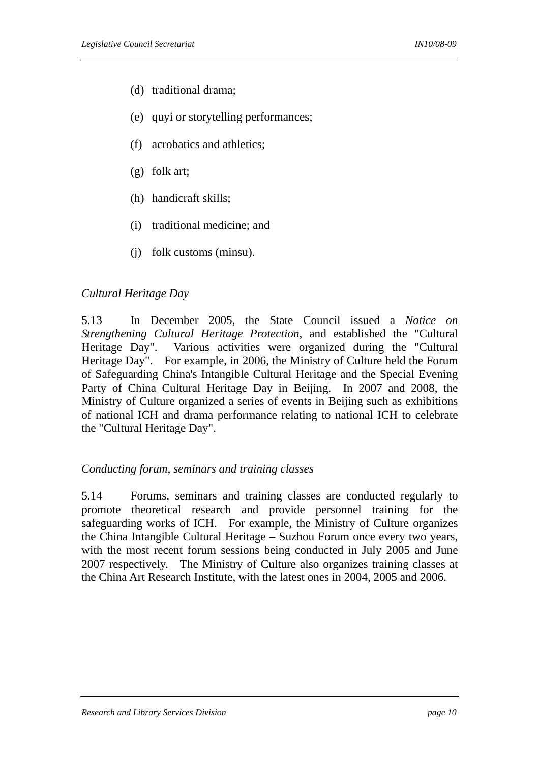(d) traditional drama;

(e) quyi or storytelling performances;

(f) acrobatics and athletics;

(g) folk art;

(h) handicraft skills;

(i) traditional medicine; and

(j) folk customs (minsu).

*Cultural Heritage Day*

5.13 In December 2005, the State Council issued a *Notice on Strengthening Cultural Heritage Protection*, and established the "Cultural Heritage Day". Various activities were organized during the "Cultural Heritage Day". For example, in 2006, the Ministry of Culture held the Forum of Safeguarding China's Intangible Cultural Heritage and the Special Evening Party of China Cultural Heritage Day in Beijing. In 2007 and 2008, the Ministry of Culture organized a series of events in Beijing such as exhibitions of national ICH and drama performance relating to national ICH to celebrate the "Cultural Heritage Day".

*Conducting forum, seminars and training classes*

5.14 Forums, seminars and training classes are conducted regularly to promote theoretical research and provide personnel training for the safeguarding works of ICH. For example, the Ministry of Culture organizes the China Intangible Cultural Heritage – Suzhou Forum once every two years, with the most recent forum sessions being conducted in July 2005 and June 2007 respectively. The Ministry of Culture also organizes training classes at the China Art Research Institute, with the latest ones in 2004, 2005 and 2006.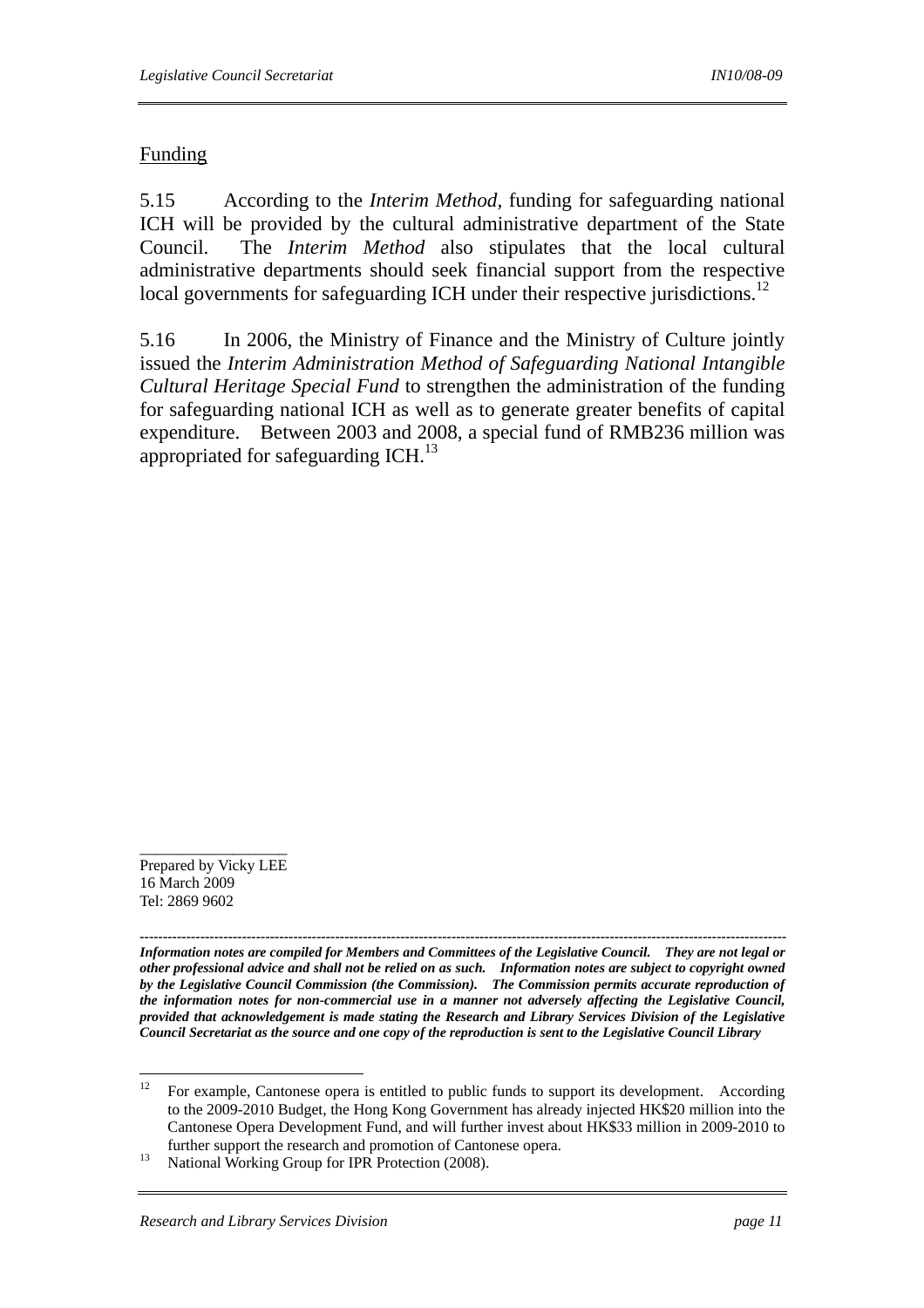Funding

5.15 According to the *Interim Method*, funding for safeguarding national ICH will be provided by the cultural administrative department of the State Council. The *Interim Method* also stipulates that the local cultural administrative departments should seek financial support from the respective local governments for safeguarding ICH under their respective jurisdictions.[12]

5.16 In 2006, the Ministry of Finance and the Ministry of Culture jointly issued the *Interim Administration Method of Safeguarding National Intangible Cultural Heritage Special Fund* to strengthen the administration of the funding for safeguarding national ICH as well as to generate greater benefits of capital expenditure. Between 2003 and 2008, a special fund of RMB236 million was appropriated for safeguarding ICH.[13]

---

Prepared by Vicky LEE
16 March 2009
Tel: 2869 9602

---

***Information notes are compiled for Members and Committees of the Legislative Council. They are not legal or other professional advice and shall not be relied on as such. Information notes are subject to copyright owned by the Legislative Council Commission (the Commission). The Commission permits accurate reproduction of the information notes for non-commercial use in a manner not adversely affecting the Legislative Council, provided that acknowledgement is made stating the Research and Library Services Division of the Legislative Council Secretariat as the source and one copy of the reproduction is sent to the Legislative Council Library***

---

[12] For example, Cantonese opera is entitled to public funds to support its development. According to the 2009-2010 Budget, the Hong Kong Government has already injected HK$20 million into the Cantonese Opera Development Fund, and will further invest about HK$33 million in 2009-2010 to further support the research and promotion of Cantonese opera.

[13] National Working Group for IPR Protection (2008).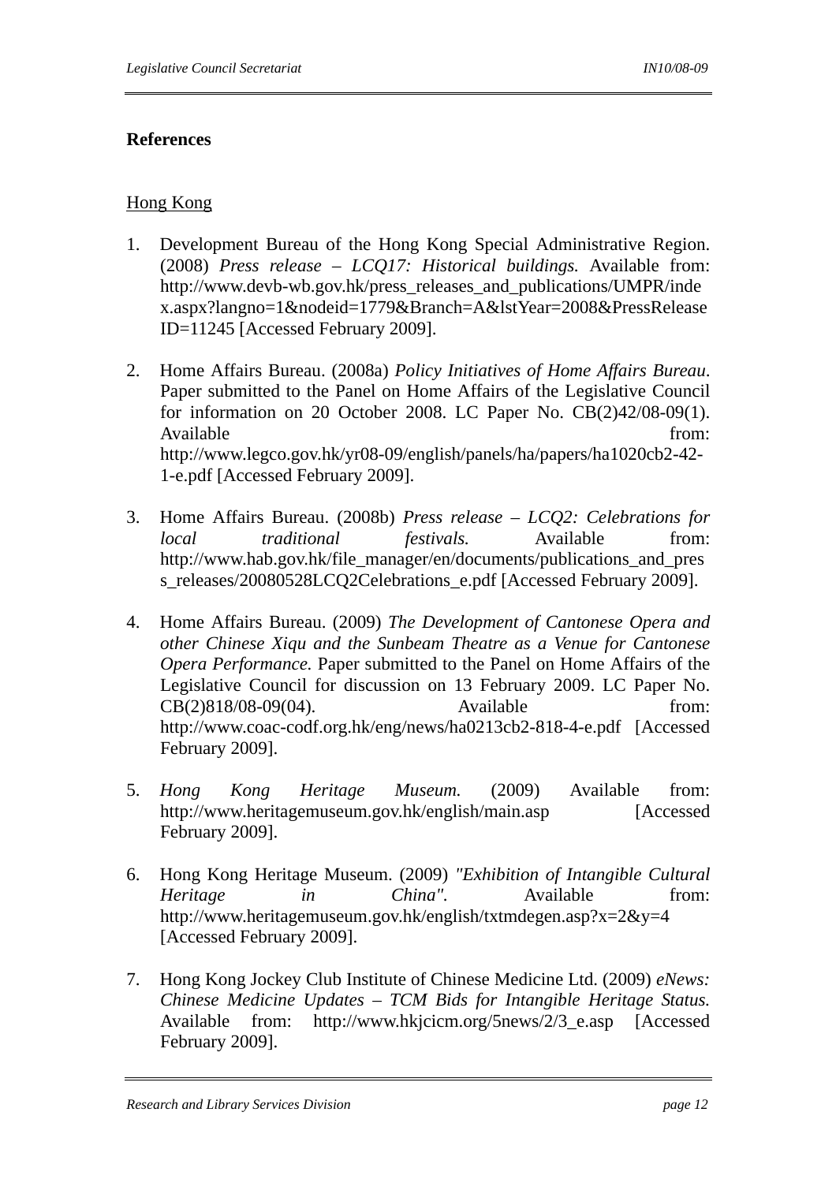**References**

Hong Kong

1. Development Bureau of the Hong Kong Special Administrative Region. (2008) *Press release – LCQ17: Historical buildings.* Available from: http://www.devb-wb.gov.hk/press_releases_and_publications/UMPR/index.aspx?langno=1&nodeid=1779&Branch=A&lstYear=2008&PressReleaseID=11245 [Accessed February 2009].

2. Home Affairs Bureau. (2008a) *Policy Initiatives of Home Affairs Bureau*. Paper submitted to the Panel on Home Affairs of the Legislative Council for information on 20 October 2008. LC Paper No. CB(2)42/08-09(1). Available from: http://www.legco.gov.hk/yr08-09/english/panels/ha/papers/ha1020cb2-42-1-e.pdf [Accessed February 2009].

3. Home Affairs Bureau. (2008b) *Press release – LCQ2: Celebrations for local traditional festivals.* Available from: http://www.hab.gov.hk/file_manager/en/documents/publications_and_press_releases/20080528LCQ2Celebrations_e.pdf [Accessed February 2009].

4. Home Affairs Bureau. (2009) *The Development of Cantonese Opera and other Chinese Xiqu and the Sunbeam Theatre as a Venue for Cantonese Opera Performance.* Paper submitted to the Panel on Home Affairs of the Legislative Council for discussion on 13 February 2009. LC Paper No. CB(2)818/08-09(04). Available from: http://www.coac-codf.org.hk/eng/news/ha0213cb2-818-4-e.pdf [Accessed February 2009].

5. *Hong Kong Heritage Museum.* (2009) Available from: http://www.heritagemuseum.gov.hk/english/main.asp [Accessed February 2009].

6. Hong Kong Heritage Museum. (2009) *"Exhibition of Intangible Cultural Heritage in China".* Available from: http://www.heritagemuseum.gov.hk/english/txtmdegen.asp?x=2&y=4 [Accessed February 2009].

7. Hong Kong Jockey Club Institute of Chinese Medicine Ltd. (2009) *eNews: Chinese Medicine Updates – TCM Bids for Intangible Heritage Status.* Available from: http://www.hkjcicm.org/5news/2/3_e.asp [Accessed February 2009].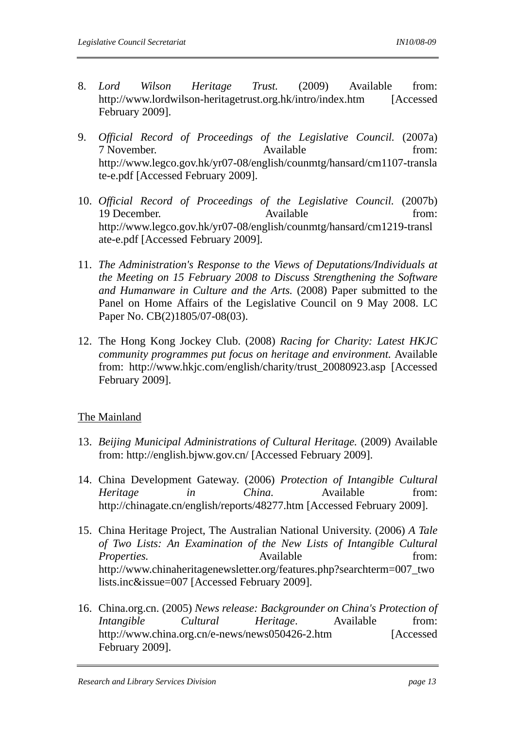8. *Lord Wilson Heritage Trust.* (2009) Available from: http://www.lordwilson-heritagetrust.org.hk/intro/index.htm [Accessed February 2009].

9. *Official Record of Proceedings of the Legislative Council.* (2007a) 7 November. Available from: http://www.legco.gov.hk/yr07-08/english/counmtg/hansard/cm1107-translate-e.pdf [Accessed February 2009].

10. *Official Record of Proceedings of the Legislative Council.* (2007b) 19 December. Available from: http://www.legco.gov.hk/yr07-08/english/counmtg/hansard/cm1219-translate-e.pdf [Accessed February 2009].

11. *The Administration's Response to the Views of Deputations/Individuals at the Meeting on 15 February 2008 to Discuss Strengthening the Software and Humanware in Culture and the Arts.* (2008) Paper submitted to the Panel on Home Affairs of the Legislative Council on 9 May 2008. LC Paper No. CB(2)1805/07-08(03).

12. The Hong Kong Jockey Club. (2008) *Racing for Charity: Latest HKJC community programmes put focus on heritage and environment.* Available from: http://www.hkjc.com/english/charity/trust_20080923.asp [Accessed February 2009].

<u>The Mainland</u>

13. *Beijing Municipal Administrations of Cultural Heritage.* (2009) Available from: http://english.bjww.gov.cn/ [Accessed February 2009].

14. China Development Gateway. (2006) *Protection of Intangible Cultural Heritage in China.* Available from: http://chinagate.cn/english/reports/48277.htm [Accessed February 2009].

15. China Heritage Project, The Australian National University. (2006) *A Tale of Two Lists: An Examination of the New Lists of Intangible Cultural Properties.* Available from: http://www.chinaheritagenewsletter.org/features.php?searchterm=007_twolists.inc&issue=007 [Accessed February 2009].

16. China.org.cn. (2005) *News release: Backgrounder on China's Protection of Intangible Cultural Heritage*. Available from: http://www.china.org.cn/e-news/news050426-2.htm [Accessed February 2009].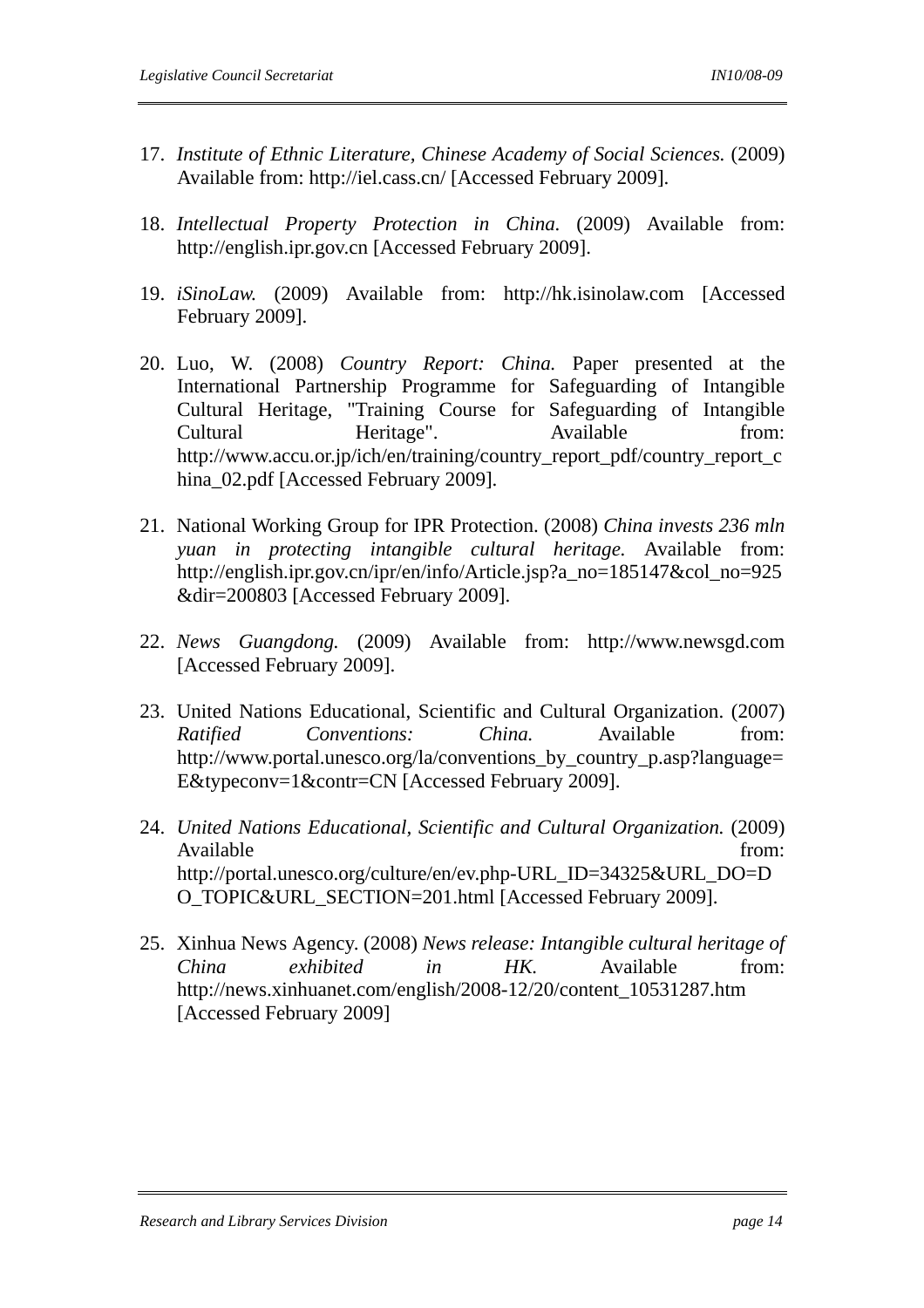17. *Institute of Ethnic Literature, Chinese Academy of Social Sciences.* (2009) Available from: http://iel.cass.cn/ [Accessed February 2009].

18. *Intellectual Property Protection in China.* (2009) Available from: http://english.ipr.gov.cn [Accessed February 2009].

19. *iSinoLaw.* (2009) Available from: http://hk.isinolaw.com [Accessed February 2009].

20. Luo, W. (2008) *Country Report: China.* Paper presented at the International Partnership Programme for Safeguarding of Intangible Cultural Heritage, "Training Course for Safeguarding of Intangible Cultural Heritage". Available from: http://www.accu.or.jp/ich/en/training/country_report_pdf/country_report_china_02.pdf [Accessed February 2009].

21. National Working Group for IPR Protection. (2008) *China invests 236 mln yuan in protecting intangible cultural heritage.* Available from: http://english.ipr.gov.cn/ipr/en/info/Article.jsp?a_no=185147&col_no=925&dir=200803 [Accessed February 2009].

22. *News Guangdong.* (2009) Available from: http://www.newsgd.com [Accessed February 2009].

23. United Nations Educational, Scientific and Cultural Organization. (2007) *Ratified Conventions: China.* Available from: http://www.portal.unesco.org/la/conventions_by_country_p.asp?language=E&typeconv=1&contr=CN [Accessed February 2009].

24. *United Nations Educational, Scientific and Cultural Organization.* (2009) Available from: http://portal.unesco.org/culture/en/ev.php-URL_ID=34325&URL_DO=DO_TOPIC&URL_SECTION=201.html [Accessed February 2009].

25. Xinhua News Agency. (2008) *News release: Intangible cultural heritage of China exhibited in HK.* Available from: http://news.xinhuanet.com/english/2008-12/20/content_10531287.htm [Accessed February 2009]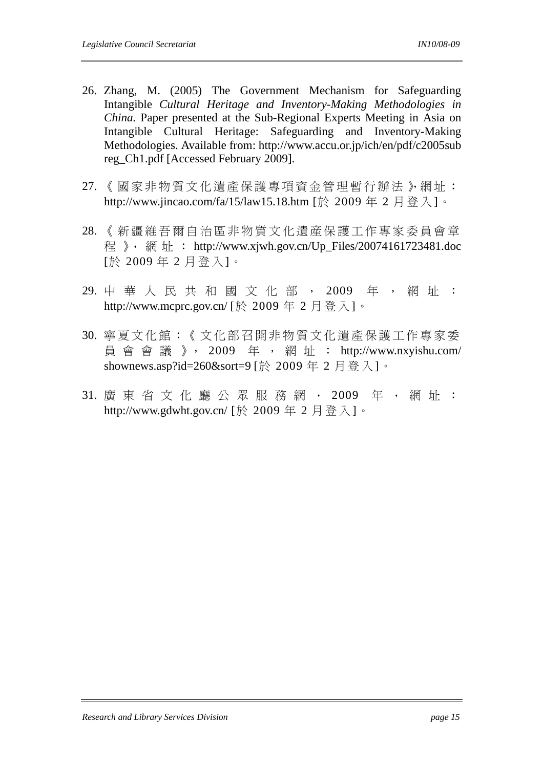26. Zhang, M. (2005) The Government Mechanism for Safeguarding Intangible *Cultural Heritage and Inventory-Making Methodologies in China*. Paper presented at the Sub-Regional Experts Meeting in Asia on Intangible Cultural Heritage: Safeguarding and Inventory-Making Methodologies. Available from: http://www.accu.or.jp/ich/en/pdf/c2005subreg_Ch1.pdf [Accessed February 2009].

27. 《國家非物質文化遺產保護專項資金管理暫行辦法》, 網址：http://www.jincao.com/fa/15/law15.18.htm [於 2009 年 2 月登入]。

28. 《新疆維吾爾自治區非物質文化遺產保護工作專家委員會章程》，網址：http://www.xjwh.gov.cn/Up_Files/20074161723481.doc [於 2009 年 2 月登入]。

29. 中華人民共和國文化部，2009 年，網址：http://www.mcprc.gov.cn/ [於 2009 年 2 月登入]。

30. 寧夏文化館：《文化部召開非物質文化遺產保護工作專家委員會會議》，2009 年，網址：http://www.nxyishu.com/shownews.asp?id=260&sort=9 [於 2009 年 2 月登入]。

31. 廣東省文化廳公眾服務網，2009 年，網址：http://www.gdwht.gov.cn/ [於 2009 年 2 月登入]。